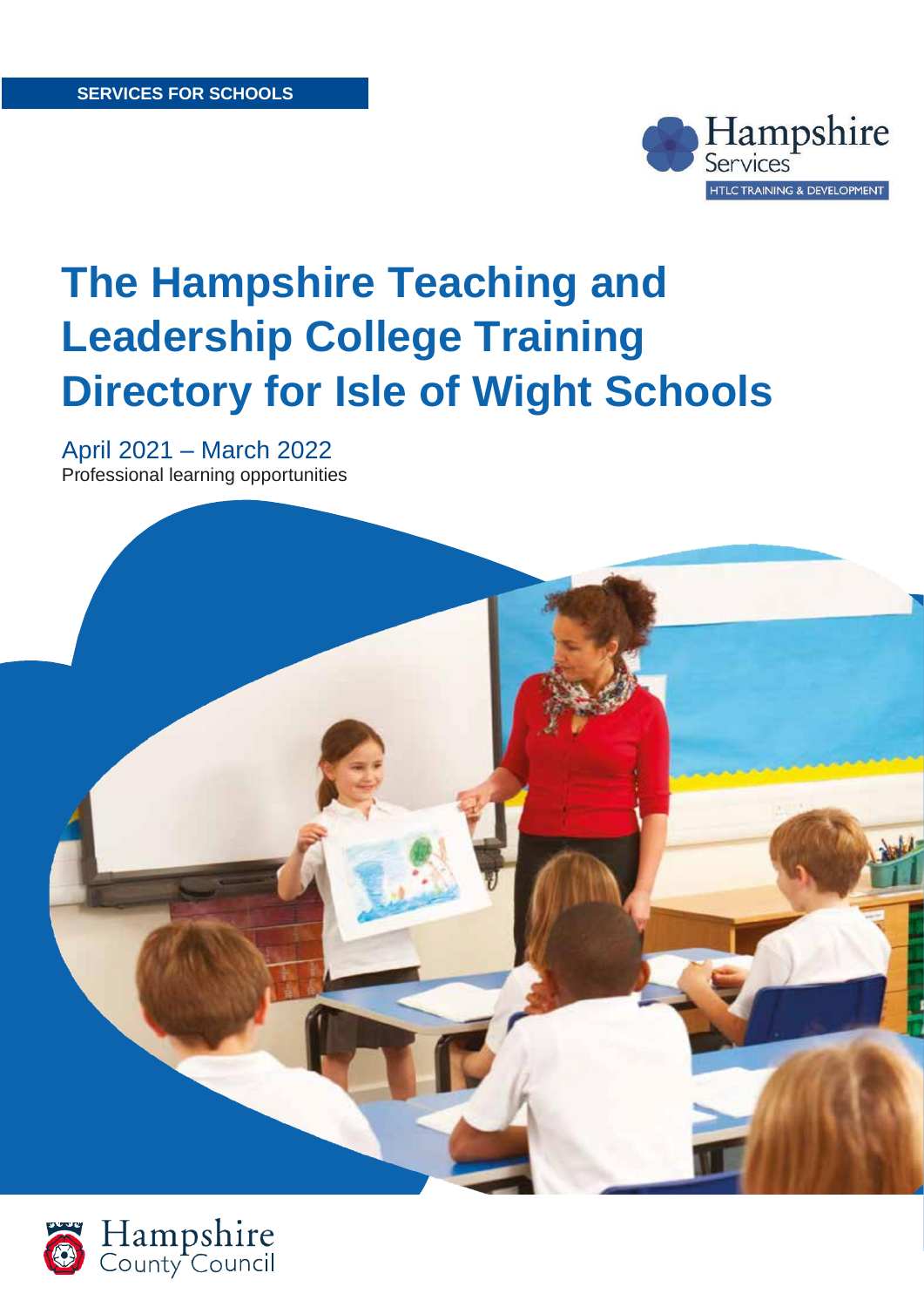SERVICES FOR SCHOOLS

Hampshire Services
HTLC TRAINING & DEVELOPMENT

# The Hampshire Teaching and Leadership College Training Directory for Isle of Wight Schools

April 2021 – March 2022

Professional learning opportunities

Hampshire County Council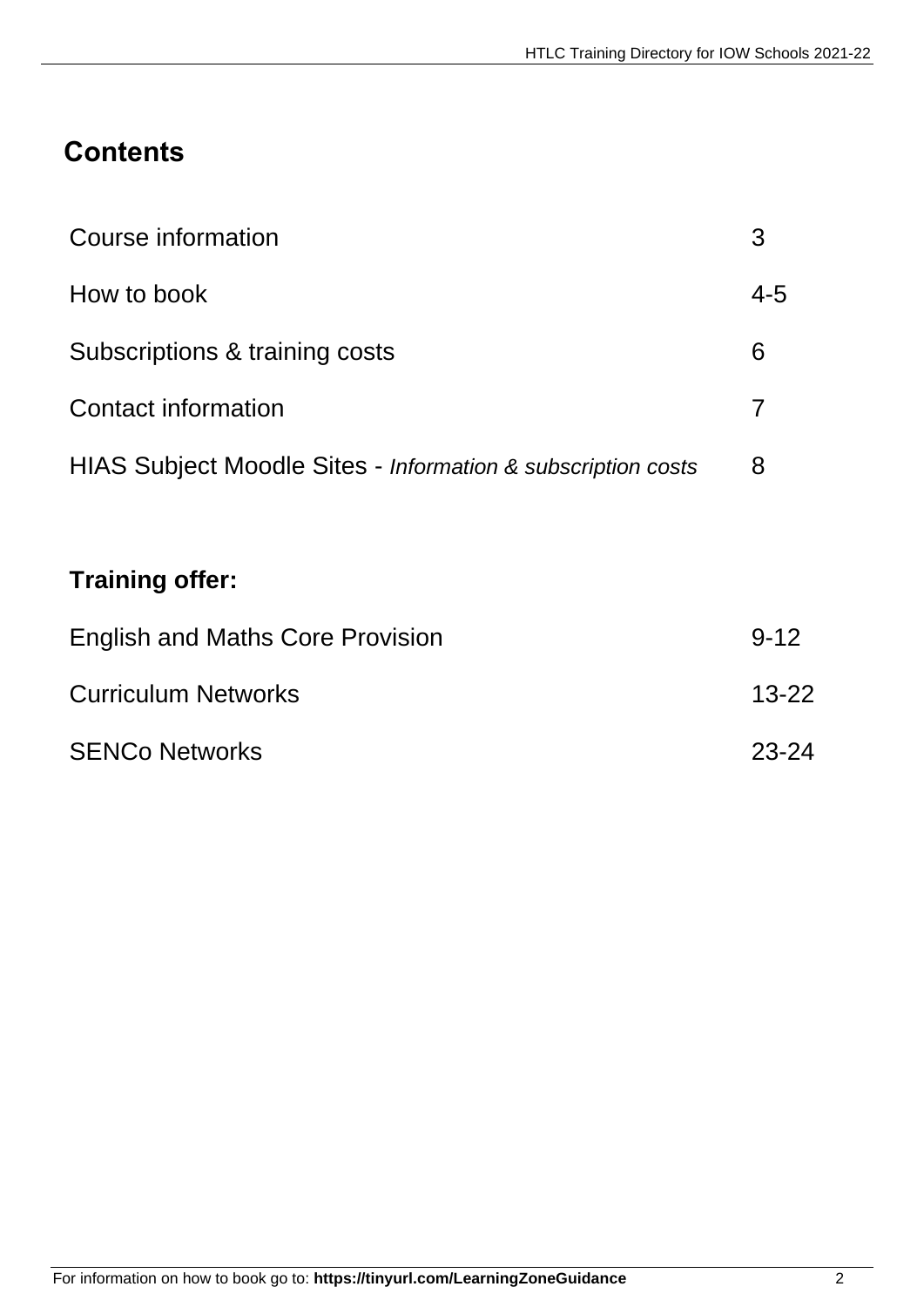# Contents

| | |
|---|---|
| Course information | 3 |
| How to book | 4-5 |
| Subscriptions & training costs | 6 |
| Contact information | 7 |
| HIAS Subject Moodle Sites - *Information & subscription costs* | 8 |

**Training offer:**

| | |
|---|---|
| English and Maths Core Provision | 9-12 |
| Curriculum Networks | 13-22 |
| SENCo Networks | 23-24 |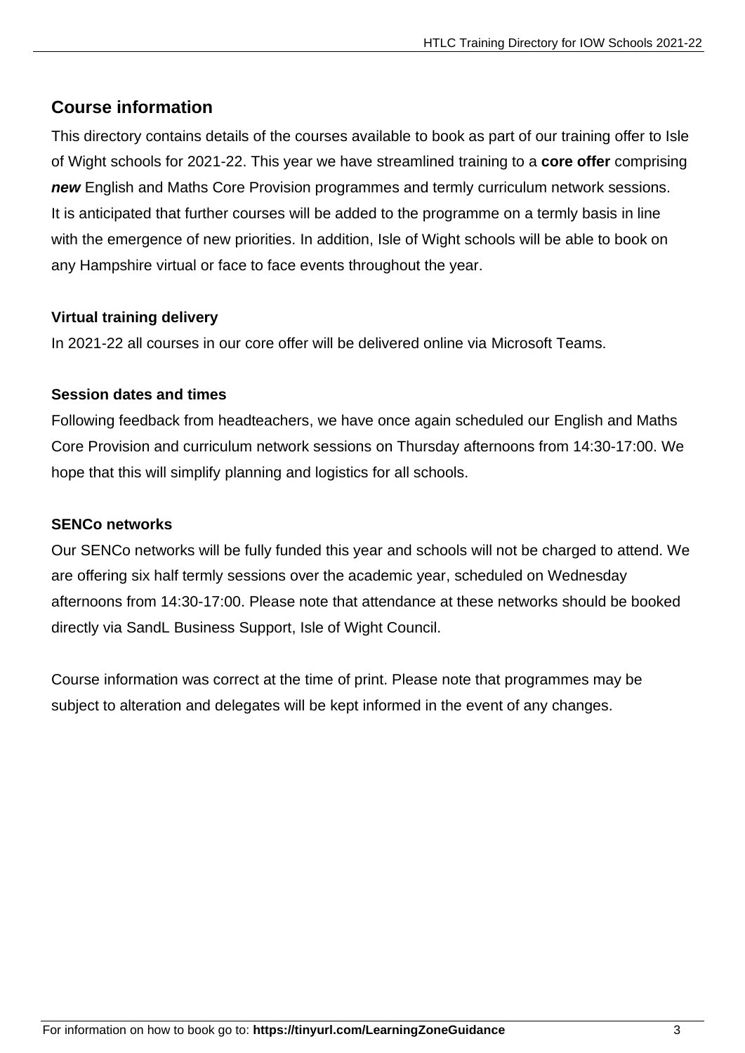## Course information

This directory contains details of the courses available to book as part of our training offer to Isle of Wight schools for 2021-22. This year we have streamlined training to a **core offer** comprising ***new*** English and Maths Core Provision programmes and termly curriculum network sessions. It is anticipated that further courses will be added to the programme on a termly basis in line with the emergence of new priorities. In addition, Isle of Wight schools will be able to book on any Hampshire virtual or face to face events throughout the year.

#### Virtual training delivery

In 2021-22 all courses in our core offer will be delivered online via Microsoft Teams.

#### Session dates and times

Following feedback from headteachers, we have once again scheduled our English and Maths Core Provision and curriculum network sessions on Thursday afternoons from 14:30-17:00. We hope that this will simplify planning and logistics for all schools.

#### SENCo networks

Our SENCo networks will be fully funded this year and schools will not be charged to attend. We are offering six half termly sessions over the academic year, scheduled on Wednesday afternoons from 14:30-17:00. Please note that attendance at these networks should be booked directly via SandL Business Support, Isle of Wight Council.

Course information was correct at the time of print. Please note that programmes may be subject to alteration and delegates will be kept informed in the event of any changes.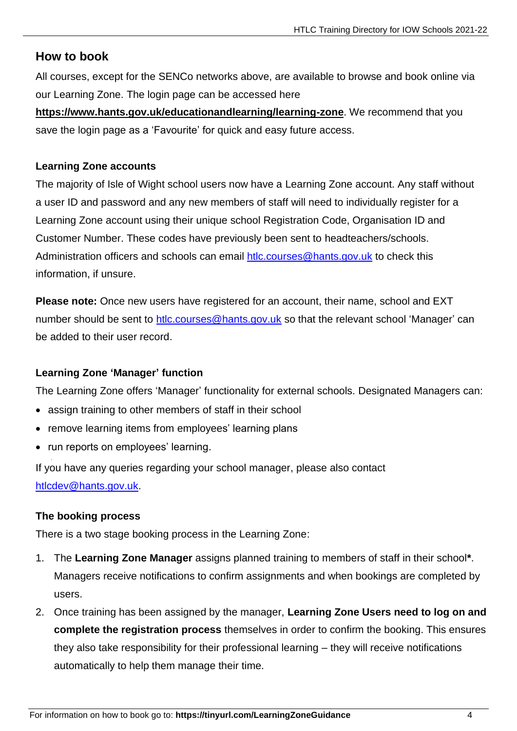## How to book

All courses, except for the SENCo networks above, are available to browse and book online via our Learning Zone. The login page can be accessed here **https://www.hants.gov.uk/educationandlearning/learning-zone**. We recommend that you save the login page as a 'Favourite' for quick and easy future access.

### Learning Zone accounts

The majority of Isle of Wight school users now have a Learning Zone account. Any staff without a user ID and password and any new members of staff will need to individually register for a Learning Zone account using their unique school Registration Code, Organisation ID and Customer Number. These codes have previously been sent to headteachers/schools. Administration officers and schools can email htlc.courses@hants.gov.uk to check this information, if unsure.

**Please note:** Once new users have registered for an account, their name, school and EXT number should be sent to htlc.courses@hants.gov.uk so that the relevant school 'Manager' can be added to their user record.

### Learning Zone 'Manager' function

The Learning Zone offers 'Manager' functionality for external schools. Designated Managers can:

- assign training to other members of staff in their school
- remove learning items from employees' learning plans
- run reports on employees' learning.

If you have any queries regarding your school manager, please also contact htlcdev@hants.gov.uk.

### The booking process

There is a two stage booking process in the Learning Zone:

1. The **Learning Zone Manager** assigns planned training to members of staff in their school**\***. Managers receive notifications to confirm assignments and when bookings are completed by users.
2. Once training has been assigned by the manager, **Learning Zone Users need to log on and complete the registration process** themselves in order to confirm the booking. This ensures they also take responsibility for their professional learning – they will receive notifications automatically to help them manage their time.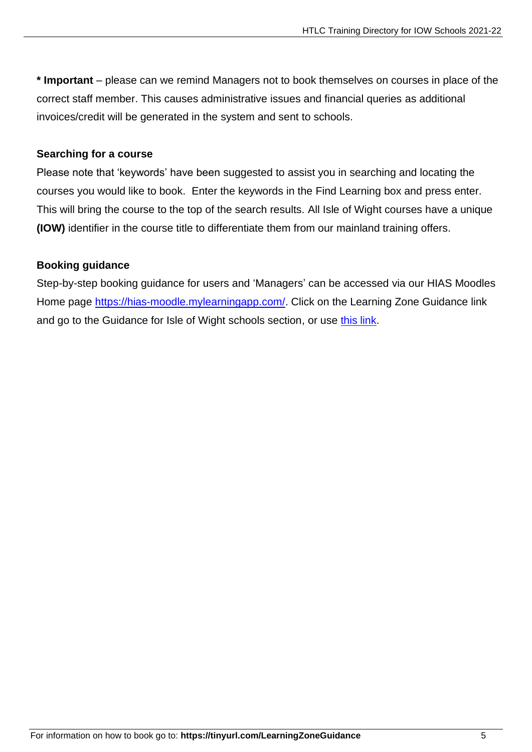**\* Important** – please can we remind Managers not to book themselves on courses in place of the correct staff member. This causes administrative issues and financial queries as additional invoices/credit will be generated in the system and sent to schools.

**Searching for a course**

Please note that 'keywords' have been suggested to assist you in searching and locating the courses you would like to book. Enter the keywords in the Find Learning box and press enter. This will bring the course to the top of the search results. All Isle of Wight courses have a unique **(IOW)** identifier in the course title to differentiate them from our mainland training offers.

**Booking guidance**

Step-by-step booking guidance for users and 'Managers' can be accessed via our HIAS Moodles Home page [https://hias-moodle.mylearningapp.com/](https://hias-moodle.mylearningapp.com/). Click on the Learning Zone Guidance link and go to the Guidance for Isle of Wight schools section, or use this link.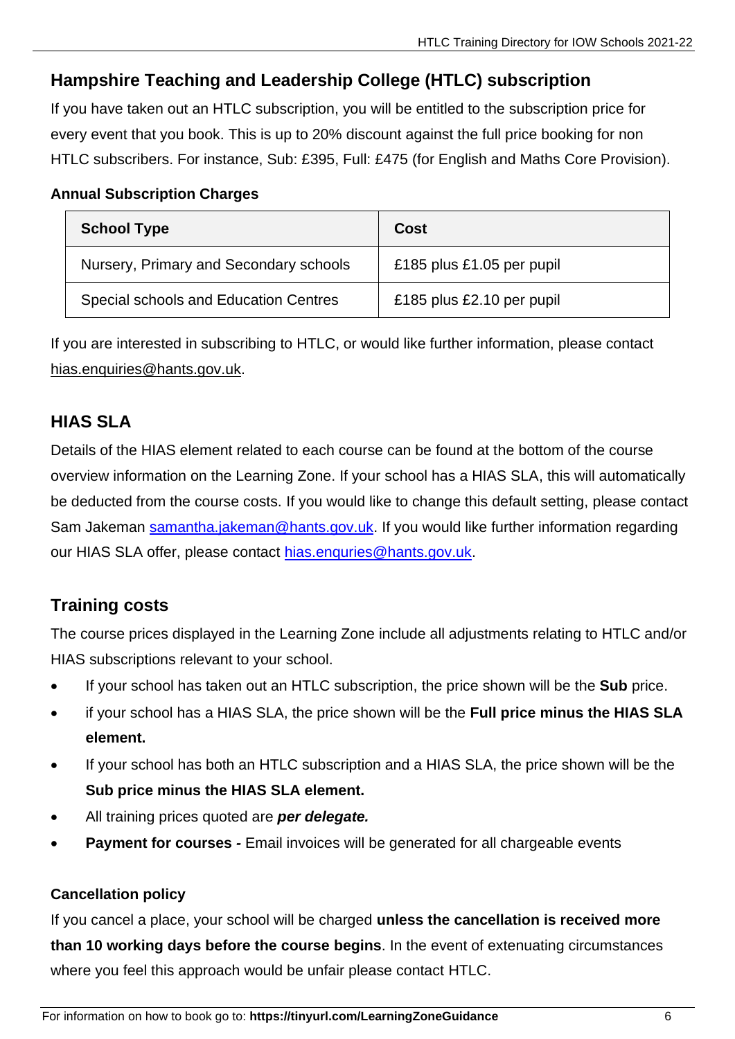## Hampshire Teaching and Leadership College (HTLC) subscription

If you have taken out an HTLC subscription, you will be entitled to the subscription price for every event that you book. This is up to 20% discount against the full price booking for non HTLC subscribers. For instance, Sub: £395, Full: £475 (for English and Maths Core Provision).

### Annual Subscription Charges

| School Type | Cost |
| --- | --- |
| Nursery, Primary and Secondary schools | £185 plus £1.05 per pupil |
| Special schools and Education Centres | £185 plus £2.10 per pupil |

If you are interested in subscribing to HTLC, or would like further information, please contact hias.enquiries@hants.gov.uk.

## HIAS SLA

Details of the HIAS element related to each course can be found at the bottom of the course overview information on the Learning Zone. If your school has a HIAS SLA, this will automatically be deducted from the course costs. If you would like to change this default setting, please contact Sam Jakeman samantha.jakeman@hants.gov.uk. If you would like further information regarding our HIAS SLA offer, please contact hias.enquries@hants.gov.uk.

## Training costs

The course prices displayed in the Learning Zone include all adjustments relating to HTLC and/or HIAS subscriptions relevant to your school.

- If your school has taken out an HTLC subscription, the price shown will be the **Sub** price.
- if your school has a HIAS SLA, the price shown will be the **Full price minus the HIAS SLA element.**
- If your school has both an HTLC subscription and a HIAS SLA, the price shown will be the **Sub price minus the HIAS SLA element.**
- All training prices quoted are ***per delegate.***
- **Payment for courses -** Email invoices will be generated for all chargeable events

### Cancellation policy

If you cancel a place, your school will be charged **unless the cancellation is received more than 10 working days before the course begins**. In the event of extenuating circumstances where you feel this approach would be unfair please contact HTLC.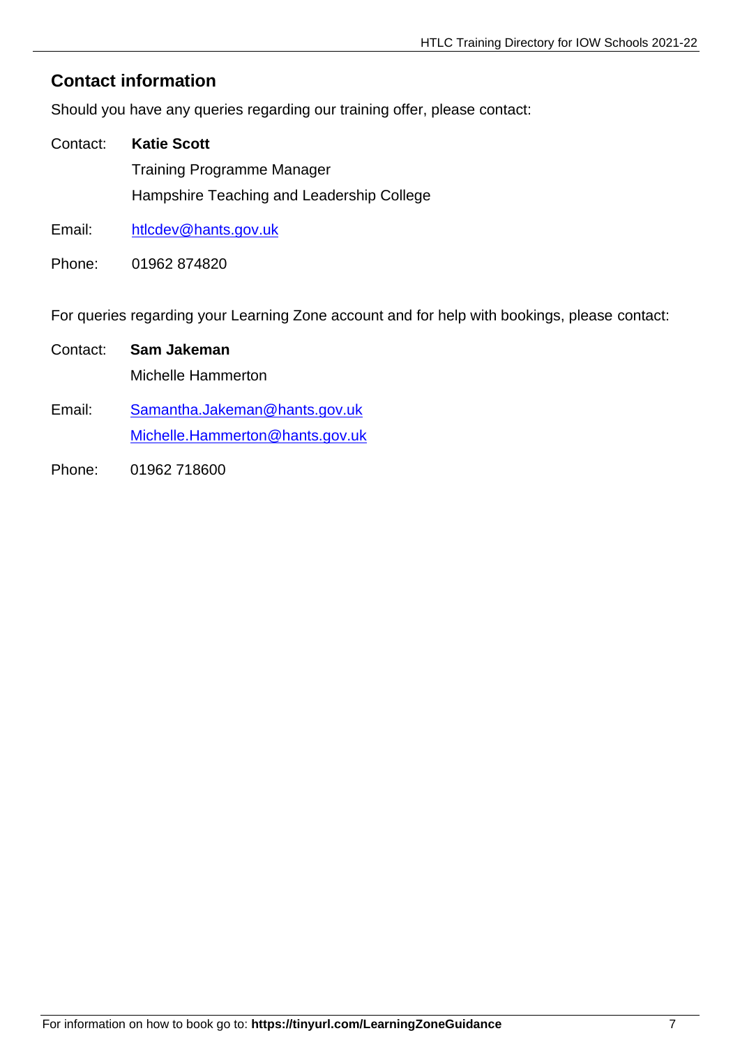## Contact information

Should you have any queries regarding our training offer, please contact:

Contact: **Katie Scott**
Training Programme Manager
Hampshire Teaching and Leadership College

Email: htlcdev@hants.gov.uk

Phone: 01962 874820

For queries regarding your Learning Zone account and for help with bookings, please contact:

Contact: **Sam Jakeman**
Michelle Hammerton

Email: Samantha.Jakeman@hants.gov.uk
Michelle.Hammerton@hants.gov.uk

Phone: 01962 718600

For information on how to book go to: **https://tinyurl.com/LearningZoneGuidance**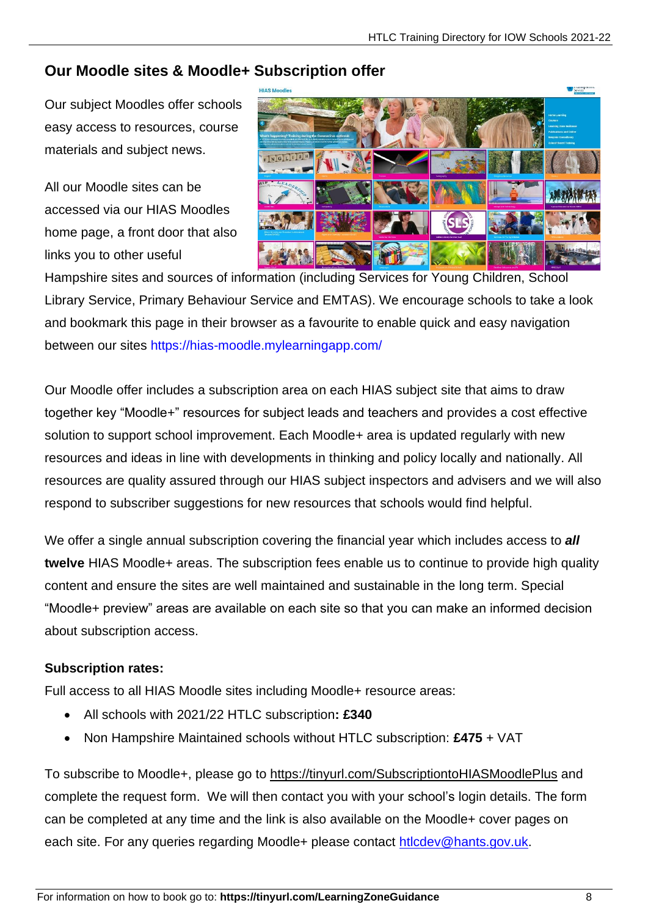## Our Moodle sites & Moodle+ Subscription offer

Our subject Moodles offer schools easy access to resources, course materials and subject news.

All our Moodle sites can be accessed via our HIAS Moodles home page, a front door that also links you to other useful Hampshire sites and sources of information (including Services for Young Children, School Library Service, Primary Behaviour Service and EMTAS). We encourage schools to take a look and bookmark this page in their browser as a favourite to enable quick and easy navigation between our sites https://hias-moodle.mylearningapp.com/

Our Moodle offer includes a subscription area on each HIAS subject site that aims to draw together key "Moodle+" resources for subject leads and teachers and provides a cost effective solution to support school improvement. Each Moodle+ area is updated regularly with new resources and ideas in line with developments in thinking and policy locally and nationally. All resources are quality assured through our HIAS subject inspectors and advisers and we will also respond to subscriber suggestions for new resources that schools would find helpful.

We offer a single annual subscription covering the financial year which includes access to ***all* twelve** HIAS Moodle+ areas. The subscription fees enable us to continue to provide high quality content and ensure the sites are well maintained and sustainable in the long term. Special "Moodle+ preview" areas are available on each site so that you can make an informed decision about subscription access.

**Subscription rates:**

Full access to all HIAS Moodle sites including Moodle+ resource areas:

- All schools with 2021/22 HTLC subscription**: £340**
- Non Hampshire Maintained schools without HTLC subscription: **£475** + VAT

To subscribe to Moodle+, please go to https://tinyurl.com/SubscriptiontoHIASMoodlePlus and complete the request form. We will then contact you with your school's login details. The form can be completed at any time and the link is also available on the Moodle+ cover pages on each site. For any queries regarding Moodle+ please contact htlcdev@hants.gov.uk.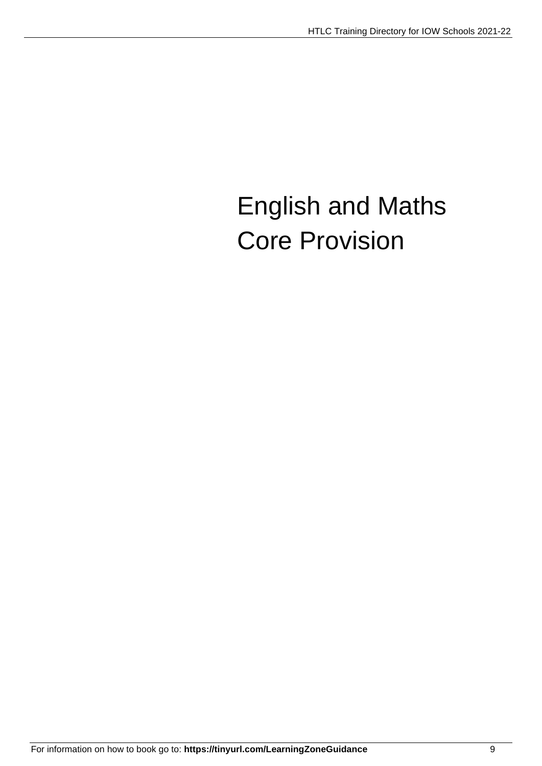# English and Maths Core Provision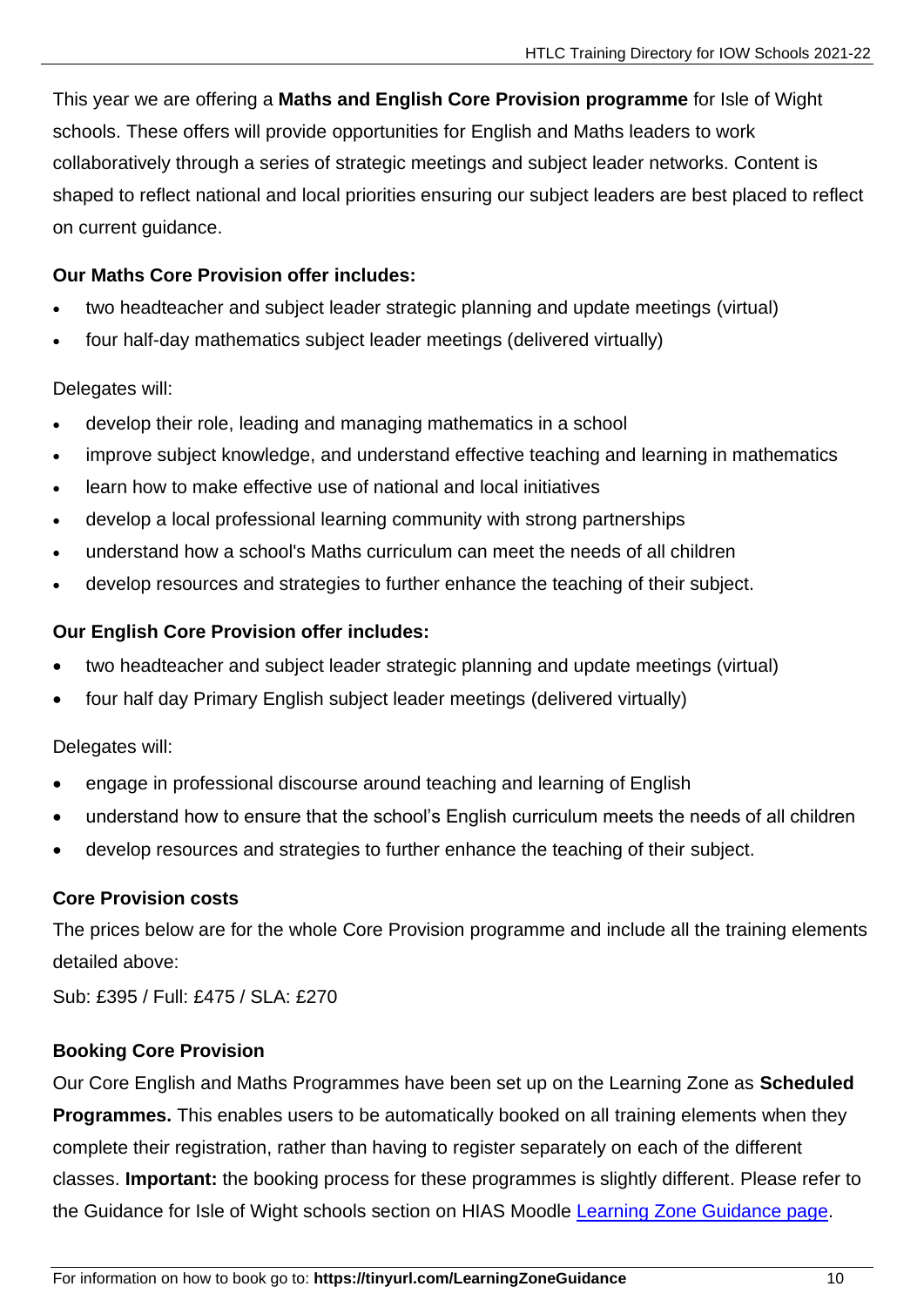This year we are offering a **Maths and English Core Provision programme** for Isle of Wight schools. These offers will provide opportunities for English and Maths leaders to work collaboratively through a series of strategic meetings and subject leader networks. Content is shaped to reflect national and local priorities ensuring our subject leaders are best placed to reflect on current guidance.

**Our Maths Core Provision offer includes:**

- two headteacher and subject leader strategic planning and update meetings (virtual)
- four half-day mathematics subject leader meetings (delivered virtually)

Delegates will:

- develop their role, leading and managing mathematics in a school
- improve subject knowledge, and understand effective teaching and learning in mathematics
- learn how to make effective use of national and local initiatives
- develop a local professional learning community with strong partnerships
- understand how a school's Maths curriculum can meet the needs of all children
- develop resources and strategies to further enhance the teaching of their subject.

**Our English Core Provision offer includes:**

- two headteacher and subject leader strategic planning and update meetings (virtual)
- four half day Primary English subject leader meetings (delivered virtually)

Delegates will:

- engage in professional discourse around teaching and learning of English
- understand how to ensure that the school's English curriculum meets the needs of all children
- develop resources and strategies to further enhance the teaching of their subject.

**Core Provision costs**

The prices below are for the whole Core Provision programme and include all the training elements detailed above:

Sub: £395 / Full: £475 / SLA: £270

**Booking Core Provision**

Our Core English and Maths Programmes have been set up on the Learning Zone as **Scheduled Programmes.** This enables users to be automatically booked on all training elements when they complete their registration, rather than having to register separately on each of the different classes. **Important:** the booking process for these programmes is slightly different. Please refer to the Guidance for Isle of Wight schools section on HIAS Moodle Learning Zone Guidance page.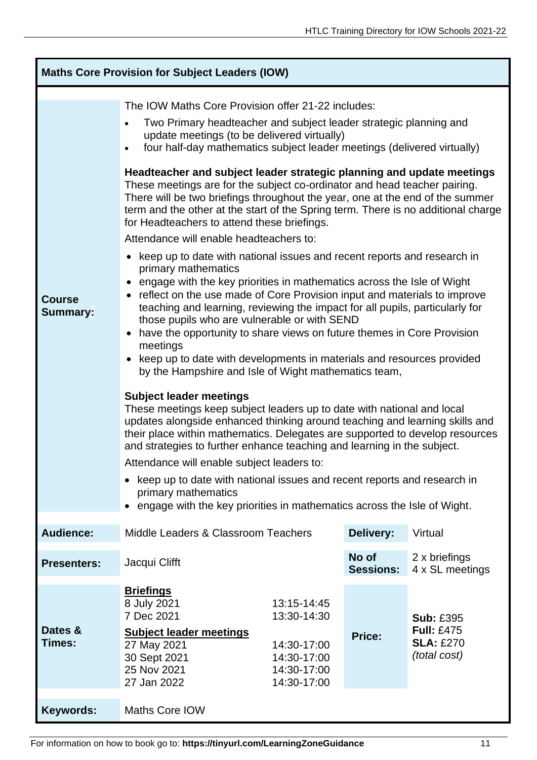## Maths Core Provision for Subject Leaders (IOW)

**Course Summary:**

The IOW Maths Core Provision offer 21-22 includes:

- Two Primary headteacher and subject leader strategic planning and update meetings (to be delivered virtually)
- four half-day mathematics subject leader meetings (delivered virtually)

**Headteacher and subject leader strategic planning and update meetings**
These meetings are for the subject co-ordinator and head teacher pairing. There will be two briefings throughout the year, one at the end of the summer term and the other at the start of the Spring term. There is no additional charge for Headteachers to attend these briefings.

Attendance will enable headteachers to:

- keep up to date with national issues and recent reports and research in primary mathematics
- engage with the key priorities in mathematics across the Isle of Wight
- reflect on the use made of Core Provision input and materials to improve teaching and learning, reviewing the impact for all pupils, particularly for those pupils who are vulnerable or with SEND
- have the opportunity to share views on future themes in Core Provision meetings
- keep up to date with developments in materials and resources provided by the Hampshire and Isle of Wight mathematics team,

**Subject leader meetings**
These meetings keep subject leaders up to date with national and local updates alongside enhanced thinking around teaching and learning skills and their place within mathematics. Delegates are supported to develop resources and strategies to further enhance teaching and learning in the subject.

Attendance will enable subject leaders to:

- keep up to date with national issues and recent reports and research in primary mathematics
- engage with the key priorities in mathematics across the Isle of Wight.

| | | | | |
|---|---|---|---|---|
| **Audience:** | Middle Leaders & Classroom Teachers | | **Delivery:** | Virtual |
| **Presenters:** | Jacqui Clifft | | **No of Sessions:** | 2 x briefings<br>4 x SL meetings |
| **Dates & Times:** | **Briefings**<br>8 July 2021<br>7 Dec 2021<br>**Subject leader meetings**<br>27 May 2021<br>30 Sept 2021<br>25 Nov 2021<br>27 Jan 2022 | <br>13:15-14:45<br>13:30-14:30<br><br>14:30-17:00<br>14:30-17:00<br>14:30-17:00<br>14:30-17:00 | **Price:** | **Sub:** £395<br>**Full:** £475<br>**SLA:** £270<br>*(total cost)* |
| **Keywords:** | Maths Core IOW | | | |

For information on how to book go to: **https://tinyurl.com/LearningZoneGuidance**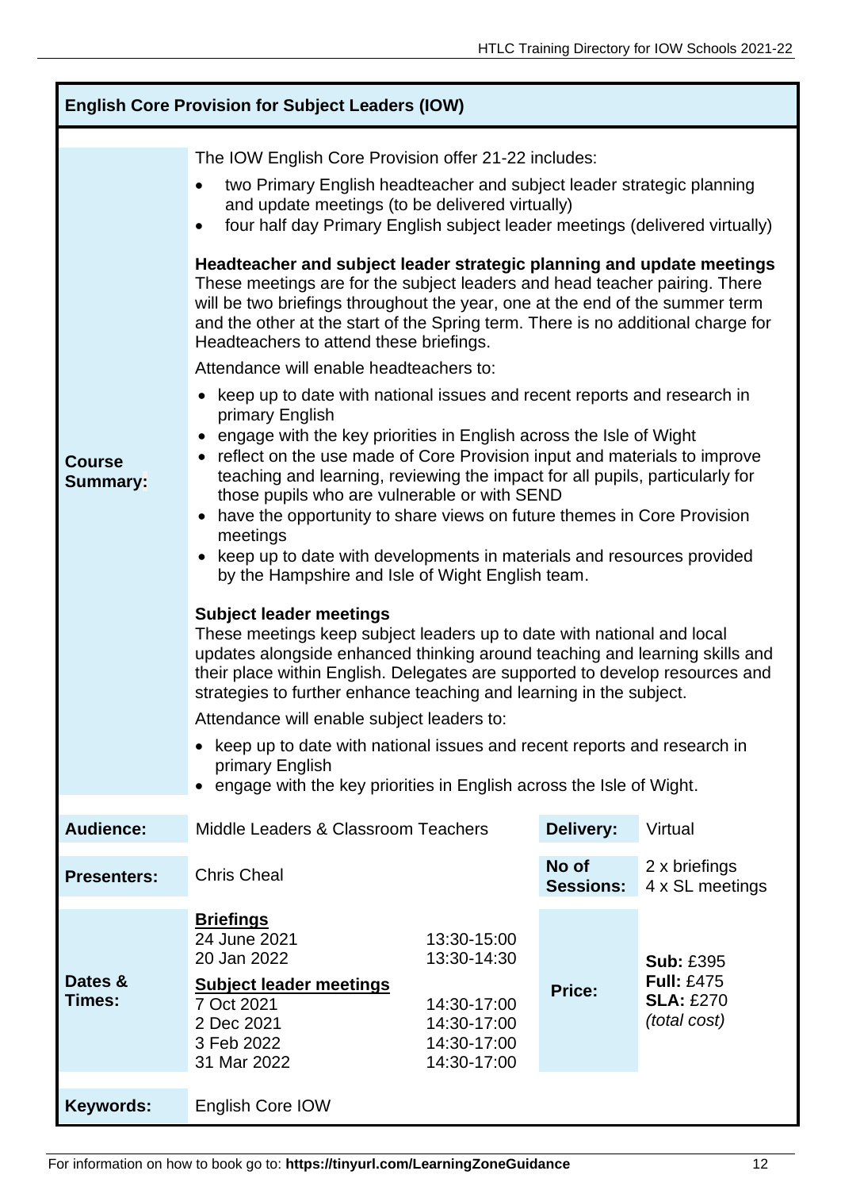## English Core Provision for Subject Leaders (IOW)

**Course Summary:**

The IOW English Core Provision offer 21-22 includes:

- two Primary English headteacher and subject leader strategic planning and update meetings (to be delivered virtually)
- four half day Primary English subject leader meetings (delivered virtually)

**Headteacher and subject leader strategic planning and update meetings**
These meetings are for the subject leaders and head teacher pairing. There will be two briefings throughout the year, one at the end of the summer term and the other at the start of the Spring term. There is no additional charge for Headteachers to attend these briefings.

Attendance will enable headteachers to:

- keep up to date with national issues and recent reports and research in primary English
- engage with the key priorities in English across the Isle of Wight
- reflect on the use made of Core Provision input and materials to improve teaching and learning, reviewing the impact for all pupils, particularly for those pupils who are vulnerable or with SEND
- have the opportunity to share views on future themes in Core Provision meetings
- keep up to date with developments in materials and resources provided by the Hampshire and Isle of Wight English team.

**Subject leader meetings**
These meetings keep subject leaders up to date with national and local updates alongside enhanced thinking around teaching and learning skills and their place within English. Delegates are supported to develop resources and strategies to further enhance teaching and learning in the subject.

Attendance will enable subject leaders to:

- keep up to date with national issues and recent reports and research in primary English
- engage with the key priorities in English across the Isle of Wight.

| | | | | |
|---|---|---|---|---|
| **Audience:** | Middle Leaders & Classroom Teachers | | **Delivery:** | Virtual |
| **Presenters:** | Chris Cheal | | **No of Sessions:** | 2 x briefings<br>4 x SL meetings |
| **Dates & Times:** | **Briefings**<br>24 June 2021<br>20 Jan 2022<br>**Subject leader meetings**<br>7 Oct 2021<br>2 Dec 2021<br>3 Feb 2022<br>31 Mar 2022 | <br>13:30-15:00<br>13:30-14:30<br><br>14:30-17:00<br>14:30-17:00<br>14:30-17:00<br>14:30-17:00 | **Price:** | **Sub:** £395<br>**Full:** £475<br>**SLA:** £270<br>*(total cost)* |
| **Keywords:** | English Core IOW | | | |

For information on how to book go to: **https://tinyurl.com/LearningZoneGuidance**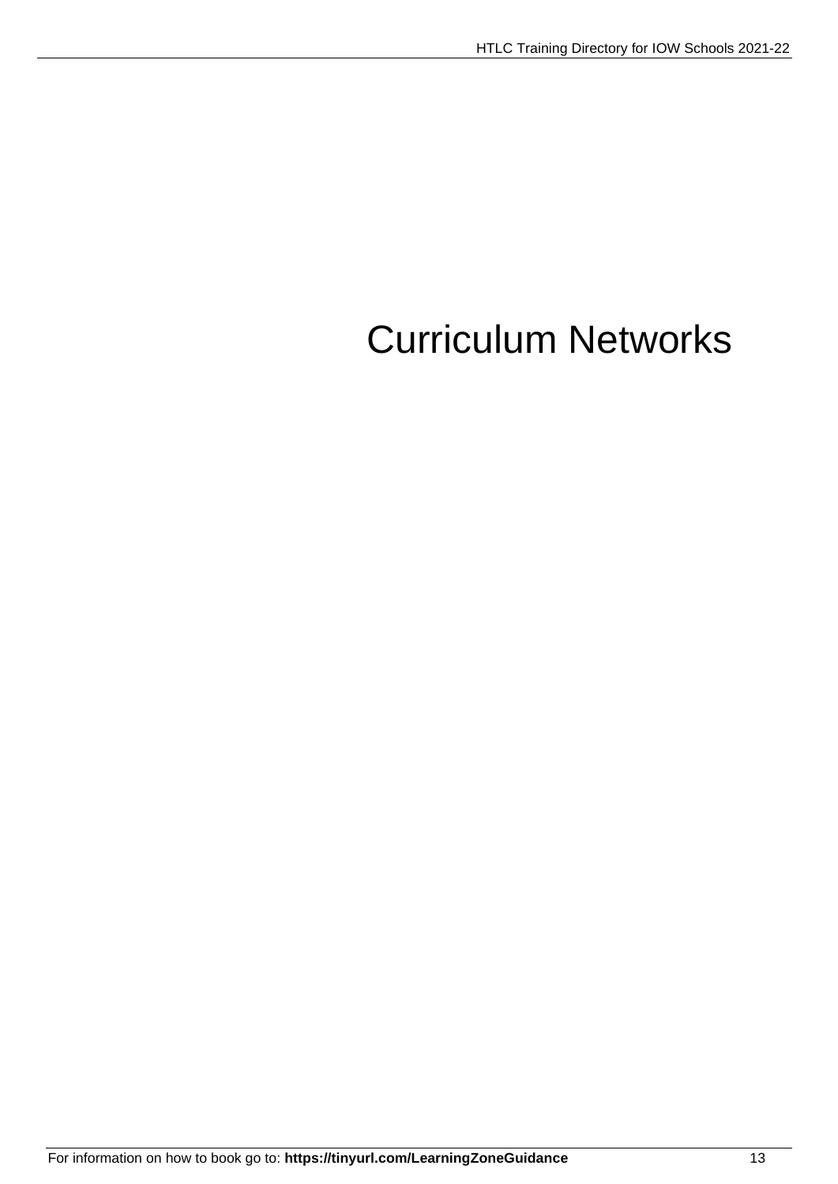# Curriculum Networks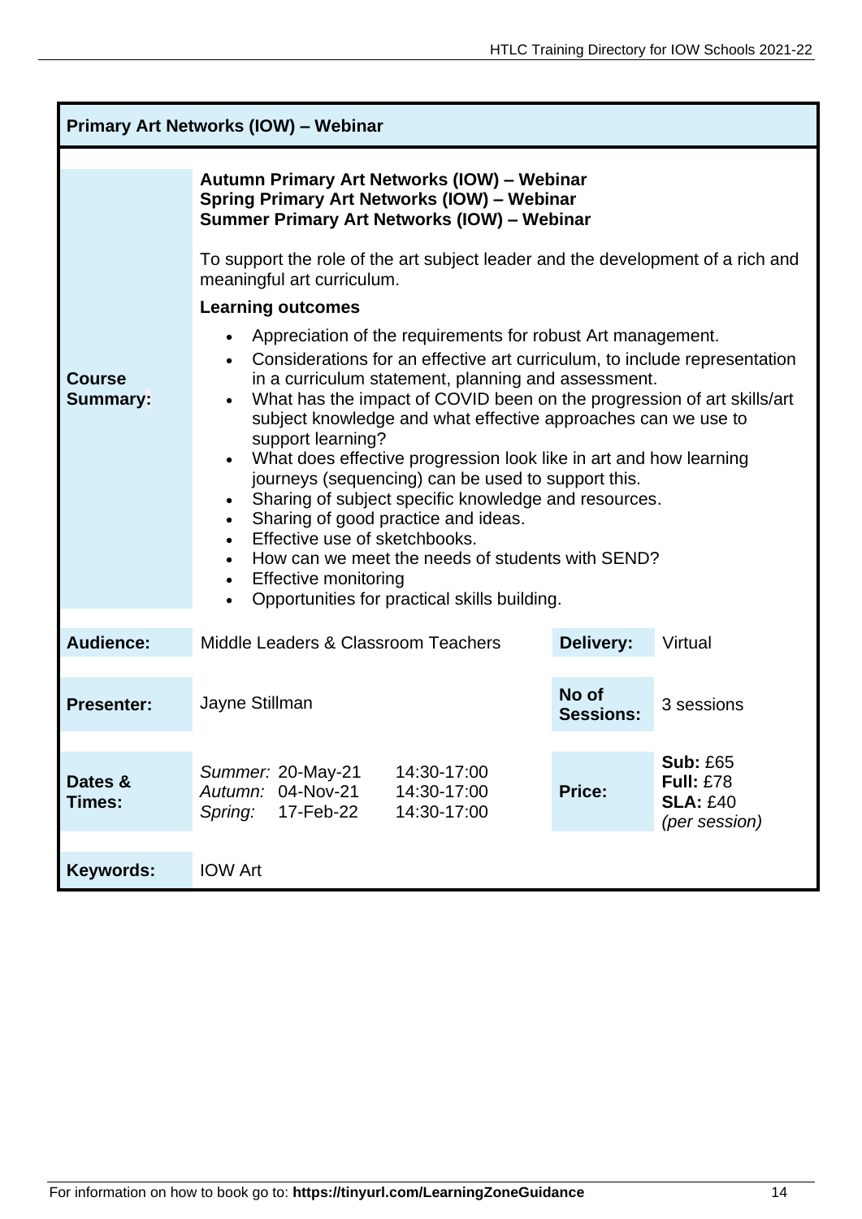## Primary Art Networks (IOW) – Webinar

**Course Summary:**

**Autumn Primary Art Networks (IOW) – Webinar**
**Spring Primary Art Networks (IOW) – Webinar**
**Summer Primary Art Networks (IOW) – Webinar**

To support the role of the art subject leader and the development of a rich and meaningful art curriculum.

**Learning outcomes**

- Appreciation of the requirements for robust Art management.
- Considerations for an effective art curriculum, to include representation in a curriculum statement, planning and assessment.
- What has the impact of COVID been on the progression of art skills/art subject knowledge and what effective approaches can we use to support learning?
- What does effective progression look like in art and how learning journeys (sequencing) can be used to support this.
- Sharing of subject specific knowledge and resources.
- Sharing of good practice and ideas.
- Effective use of sketchbooks.
- How can we meet the needs of students with SEND?
- Effective monitoring
- Opportunities for practical skills building.

| | | | |
|---|---|---|---|
| **Audience:** | Middle Leaders & Classroom Teachers | **Delivery:** | Virtual |
| **Presenter:** | Jayne Stillman | **No of Sessions:** | 3 sessions |
| **Dates & Times:** | *Summer:* 20-May-21 14:30-17:00<br>*Autumn:* 04-Nov-21 14:30-17:00<br>*Spring:* 17-Feb-22 14:30-17:00 | **Price:** | **Sub:** £65<br>**Full:** £78<br>**SLA:** £40<br>*(per session)* |
| **Keywords:** | IOW Art | | |

For information on how to book go to: **https://tinyurl.com/LearningZoneGuidance**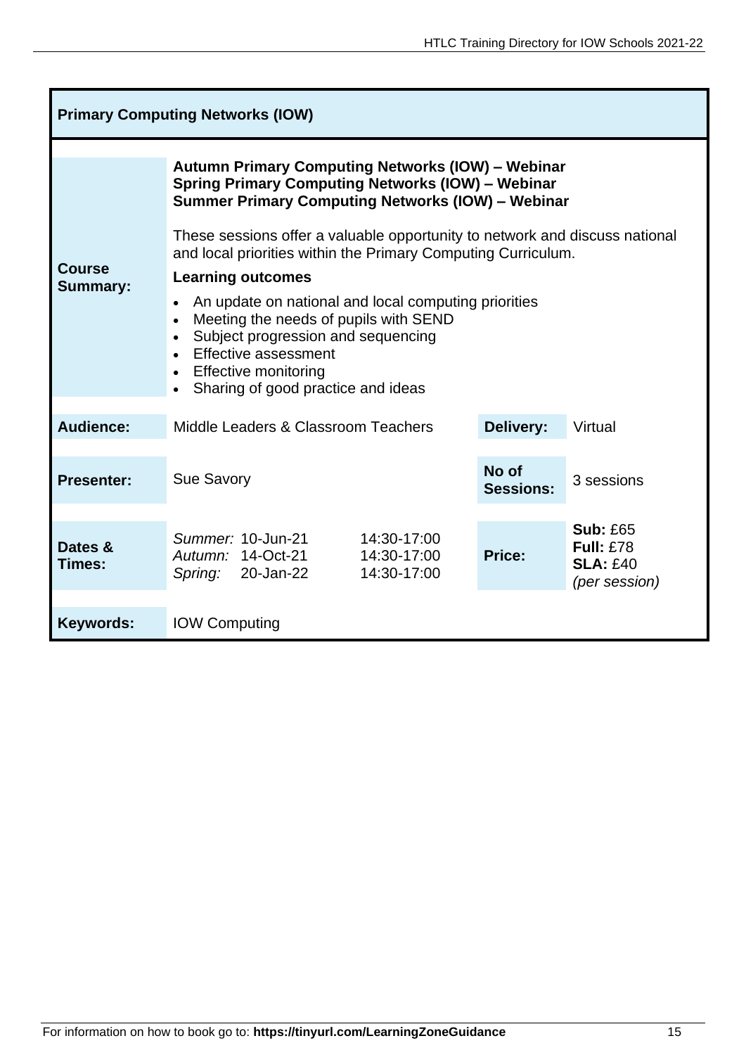## Primary Computing Networks (IOW)

**Course Summary:**

**Autumn Primary Computing Networks (IOW) – Webinar**
**Spring Primary Computing Networks (IOW) – Webinar**
**Summer Primary Computing Networks (IOW) – Webinar**

These sessions offer a valuable opportunity to network and discuss national and local priorities within the Primary Computing Curriculum.

**Learning outcomes**

- An update on national and local computing priorities
- Meeting the needs of pupils with SEND
- Subject progression and sequencing
- Effective assessment
- Effective monitoring
- Sharing of good practice and ideas

| | | | |
|---|---|---|---|
| **Audience:** | Middle Leaders & Classroom Teachers | **Delivery:** | Virtual |
| **Presenter:** | Sue Savory | **No of Sessions:** | 3 sessions |
| **Dates & Times:** | *Summer:* 10-Jun-21 14:30-17:00<br>*Autumn:* 14-Oct-21 14:30-17:00<br>*Spring:* 20-Jan-22 14:30-17:00 | **Price:** | **Sub:** £65<br>**Full:** £78<br>**SLA:** £40<br>*(per session)* |
| **Keywords:** | IOW Computing | | |

For information on how to book go to: **https://tinyurl.com/LearningZoneGuidance**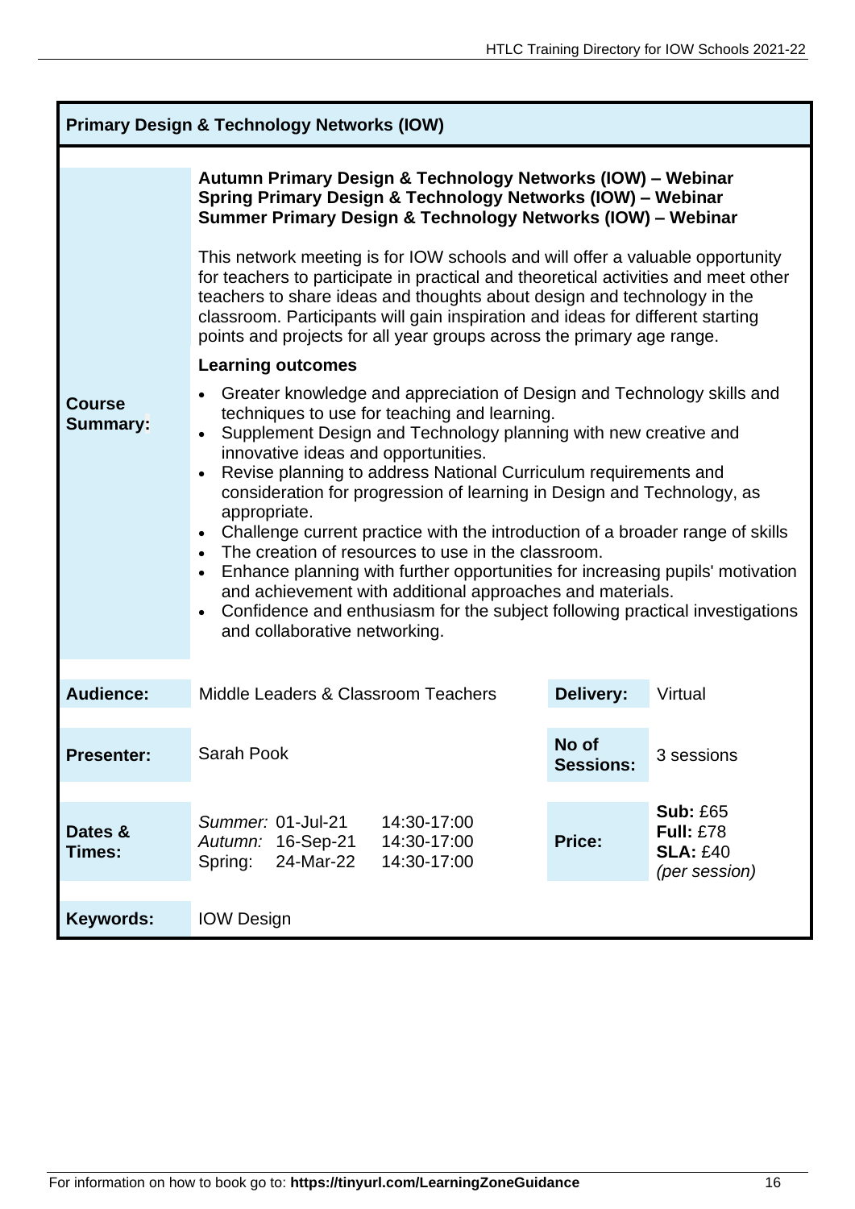## Primary Design & Technology Networks (IOW)

**Course Summary:**

**Autumn Primary Design & Technology Networks (IOW) – Webinar**
**Spring Primary Design & Technology Networks (IOW) – Webinar**
**Summer Primary Design & Technology Networks (IOW) – Webinar**

This network meeting is for IOW schools and will offer a valuable opportunity for teachers to participate in practical and theoretical activities and meet other teachers to share ideas and thoughts about design and technology in the classroom. Participants will gain inspiration and ideas for different starting points and projects for all year groups across the primary age range.

**Learning outcomes**

- Greater knowledge and appreciation of Design and Technology skills and techniques to use for teaching and learning.
- Supplement Design and Technology planning with new creative and innovative ideas and opportunities.
- Revise planning to address National Curriculum requirements and consideration for progression of learning in Design and Technology, as appropriate.
- Challenge current practice with the introduction of a broader range of skills
- The creation of resources to use in the classroom.
- Enhance planning with further opportunities for increasing pupils' motivation and achievement with additional approaches and materials.
- Confidence and enthusiasm for the subject following practical investigations and collaborative networking.

| | | | |
|---|---|---|---|
| **Audience:** | Middle Leaders & Classroom Teachers | **Delivery:** | Virtual |
| **Presenter:** | Sarah Pook | **No of Sessions:** | 3 sessions |
| **Dates & Times:** | *Summer:* 01-Jul-21 14:30-17:00<br>*Autumn:* 16-Sep-21 14:30-17:00<br>Spring: 24-Mar-22 14:30-17:00 | **Price:** | **Sub:** £65<br>**Full:** £78<br>**SLA:** £40<br>*(per session)* |
| **Keywords:** | IOW Design | | |

For information on how to book go to: **https://tinyurl.com/LearningZoneGuidance**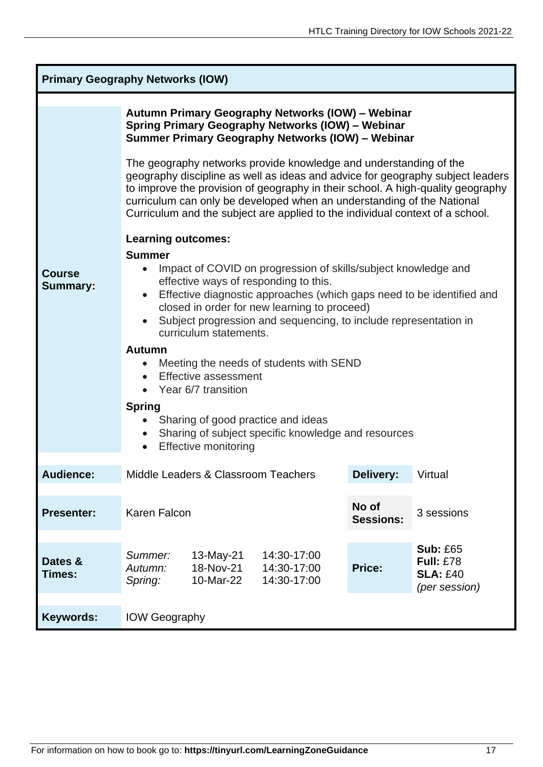## Primary Geography Networks (IOW)

**Course Summary:**

**Autumn Primary Geography Networks (IOW) – Webinar**
**Spring Primary Geography Networks (IOW) – Webinar**
**Summer Primary Geography Networks (IOW) – Webinar**

The geography networks provide knowledge and understanding of the geography discipline as well as ideas and advice for geography subject leaders to improve the provision of geography in their school. A high-quality geography curriculum can only be developed when an understanding of the National Curriculum and the subject are applied to the individual context of a school.

**Learning outcomes:**

**Summer**

- Impact of COVID on progression of skills/subject knowledge and effective ways of responding to this.
- Effective diagnostic approaches (which gaps need to be identified and closed in order for new learning to proceed)
- Subject progression and sequencing, to include representation in curriculum statements.

**Autumn**

- Meeting the needs of students with SEND
- Effective assessment
- Year 6/7 transition

**Spring**

- Sharing of good practice and ideas
- Sharing of subject specific knowledge and resources
- Effective monitoring

| | | | |
|---|---|---|---|
| **Audience:** | Middle Leaders & Classroom Teachers | **Delivery:** | Virtual |
| **Presenter:** | Karen Falcon | **No of Sessions:** | 3 sessions |
| **Dates & Times:** | *Summer:* 13-May-21 14:30-17:00<br>*Autumn:* 18-Nov-21 14:30-17:00<br>*Spring:* 10-Mar-22 14:30-17:00 | **Price:** | **Sub:** £65<br>**Full:** £78<br>**SLA:** £40<br>*(per session)* |
| **Keywords:** | IOW Geography | | |

For information on how to book go to: **https://tinyurl.com/LearningZoneGuidance**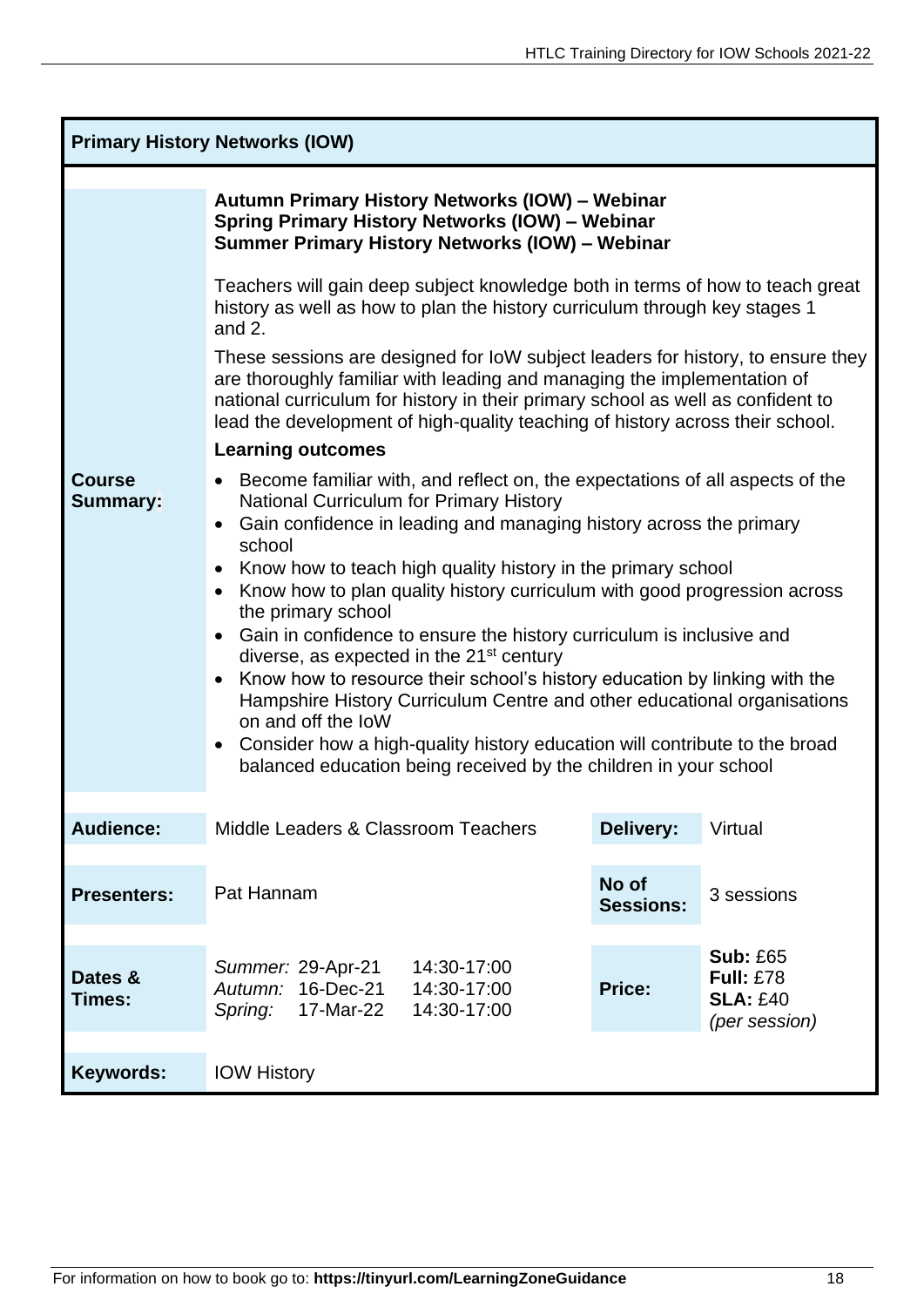## Primary History Networks (IOW)

**Course Summary:**

**Autumn Primary History Networks (IOW) – Webinar**
**Spring Primary History Networks (IOW) – Webinar**
**Summer Primary History Networks (IOW) – Webinar**

Teachers will gain deep subject knowledge both in terms of how to teach great history as well as how to plan the history curriculum through key stages 1 and 2.

These sessions are designed for IoW subject leaders for history, to ensure they are thoroughly familiar with leading and managing the implementation of national curriculum for history in their primary school as well as confident to lead the development of high-quality teaching of history across their school.

**Learning outcomes**

- Become familiar with, and reflect on, the expectations of all aspects of the National Curriculum for Primary History
- Gain confidence in leading and managing history across the primary school
- Know how to teach high quality history in the primary school
- Know how to plan quality history curriculum with good progression across the primary school
- Gain in confidence to ensure the history curriculum is inclusive and diverse, as expected in the 21st century
- Know how to resource their school's history education by linking with the Hampshire History Curriculum Centre and other educational organisations on and off the IoW
- Consider how a high-quality history education will contribute to the broad balanced education being received by the children in your school

| | | | |
|---|---|---|---|
| **Audience:** | Middle Leaders & Classroom Teachers | **Delivery:** | Virtual |
| **Presenters:** | Pat Hannam | **No of Sessions:** | 3 sessions |
| **Dates & Times:** | *Summer:* 29-Apr-21 14:30-17:00<br>*Autumn:* 16-Dec-21 14:30-17:00<br>*Spring:* 17-Mar-22 14:30-17:00 | **Price:** | **Sub:** £65<br>**Full:** £78<br>**SLA:** £40<br>*(per session)* |
| **Keywords:** | IOW History | | |

For information on how to book go to: **https://tinyurl.com/LearningZoneGuidance**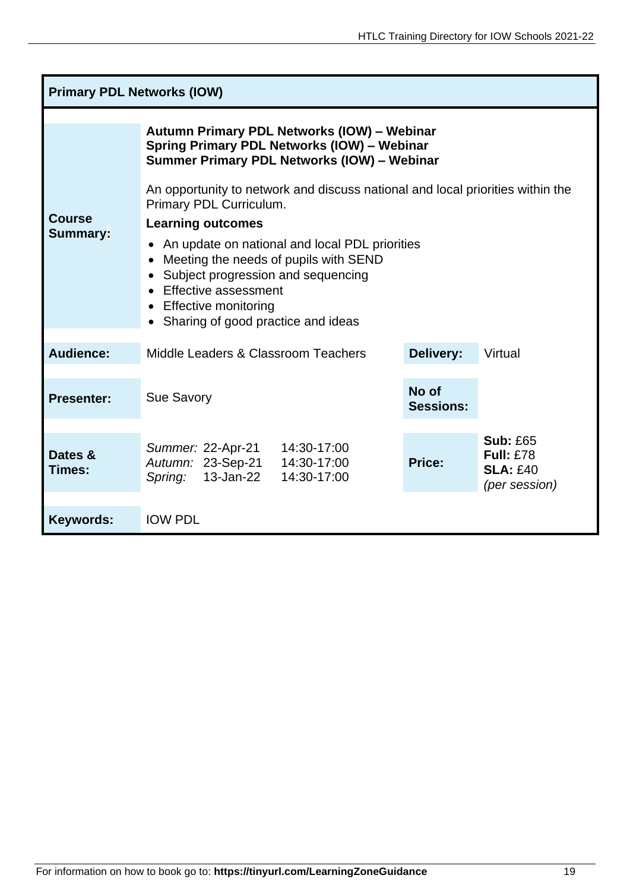## Primary PDL Networks (IOW)

| | | | |
|---|---|---|---|
| **Course Summary:** | **Autumn Primary PDL Networks (IOW) – Webinar**<br>**Spring Primary PDL Networks (IOW) – Webinar**<br>**Summer Primary PDL Networks (IOW) – Webinar**<br><br>An opportunity to network and discuss national and local priorities within the Primary PDL Curriculum.<br><br>**Learning outcomes**<br>• An update on national and local PDL priorities<br>• Meeting the needs of pupils with SEND<br>• Subject progression and sequencing<br>• Effective assessment<br>• Effective monitoring<br>• Sharing of good practice and ideas | | |
| **Audience:** | Middle Leaders & Classroom Teachers | **Delivery:** | Virtual |
| **Presenter:** | Sue Savory | **No of Sessions:** | |
| **Dates & Times:** | *Summer:* 22-Apr-21 14:30-17:00<br>*Autumn:* 23-Sep-21 14:30-17:00<br>*Spring:* 13-Jan-22 14:30-17:00 | **Price:** | **Sub:** £65<br>**Full:** £78<br>**SLA:** £40<br>*(per session)* |
| **Keywords:** | IOW PDL | | |

For information on how to book go to: **https://tinyurl.com/LearningZoneGuidance**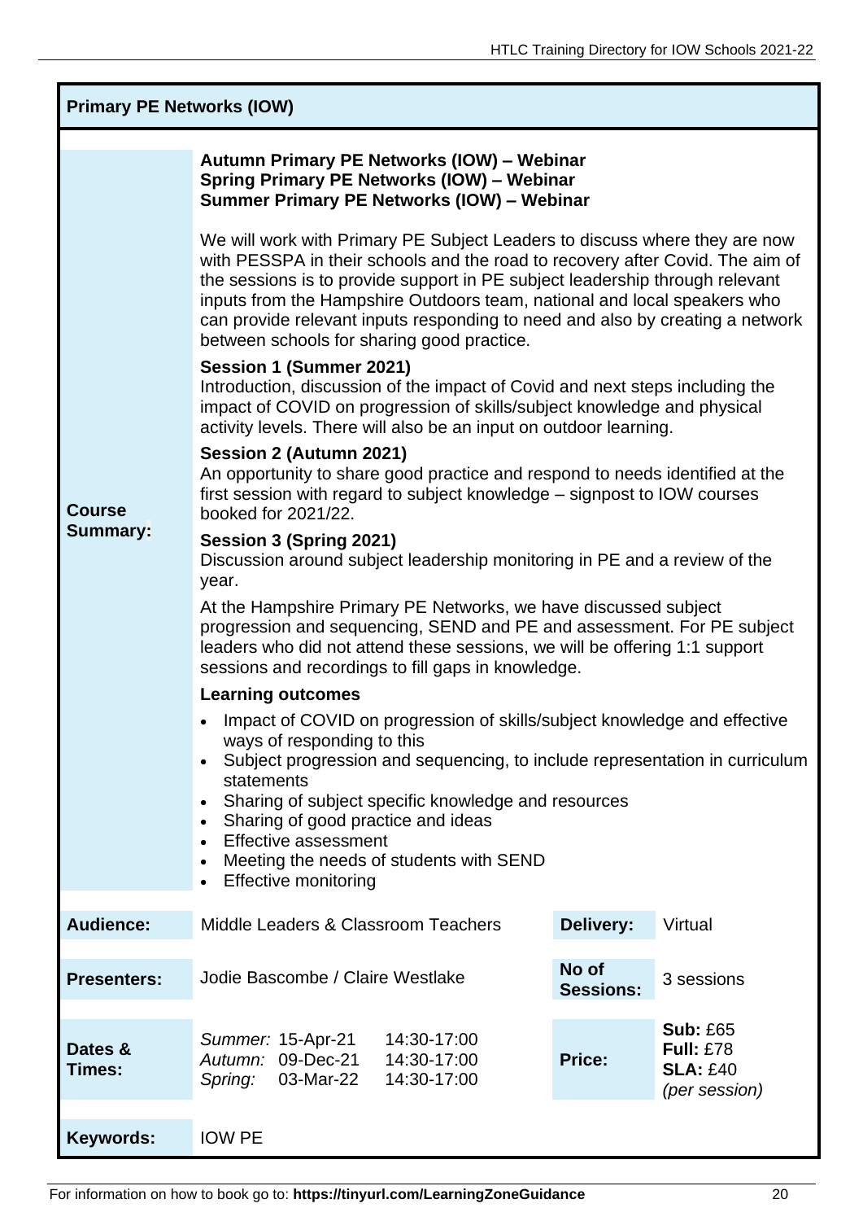## Primary PE Networks (IOW)

**Course Summary:**

**Autumn Primary PE Networks (IOW) – Webinar**
**Spring Primary PE Networks (IOW) – Webinar**
**Summer Primary PE Networks (IOW) – Webinar**

We will work with Primary PE Subject Leaders to discuss where they are now with PESSPA in their schools and the road to recovery after Covid. The aim of the sessions is to provide support in PE subject leadership through relevant inputs from the Hampshire Outdoors team, national and local speakers who can provide relevant inputs responding to need and also by creating a network between schools for sharing good practice.

**Session 1 (Summer 2021)**
Introduction, discussion of the impact of Covid and next steps including the impact of COVID on progression of skills/subject knowledge and physical activity levels. There will also be an input on outdoor learning.

**Session 2 (Autumn 2021)**
An opportunity to share good practice and respond to needs identified at the first session with regard to subject knowledge – signpost to IOW courses booked for 2021/22.

**Session 3 (Spring 2021)**
Discussion around subject leadership monitoring in PE and a review of the year.

At the Hampshire Primary PE Networks, we have discussed subject progression and sequencing, SEND and PE and assessment. For PE subject leaders who did not attend these sessions, we will be offering 1:1 support sessions and recordings to fill gaps in knowledge.

**Learning outcomes**

- Impact of COVID on progression of skills/subject knowledge and effective ways of responding to this
- Subject progression and sequencing, to include representation in curriculum statements
- Sharing of subject specific knowledge and resources
- Sharing of good practice and ideas
- Effective assessment
- Meeting the needs of students with SEND
- Effective monitoring

| | | | |
|---|---|---|---|
| **Audience:** | Middle Leaders & Classroom Teachers | **Delivery:** | Virtual |
| **Presenters:** | Jodie Bascombe / Claire Westlake | **No of Sessions:** | 3 sessions |
| **Dates & Times:** | *Summer:* 15-Apr-21 14:30-17:00<br>*Autumn:* 09-Dec-21 14:30-17:00<br>*Spring:* 03-Mar-22 14:30-17:00 | **Price:** | **Sub:** £65<br>**Full:** £78<br>**SLA:** £40<br>*(per session)* |
| **Keywords:** | IOW PE | | |

For information on how to book go to: **https://tinyurl.com/LearningZoneGuidance**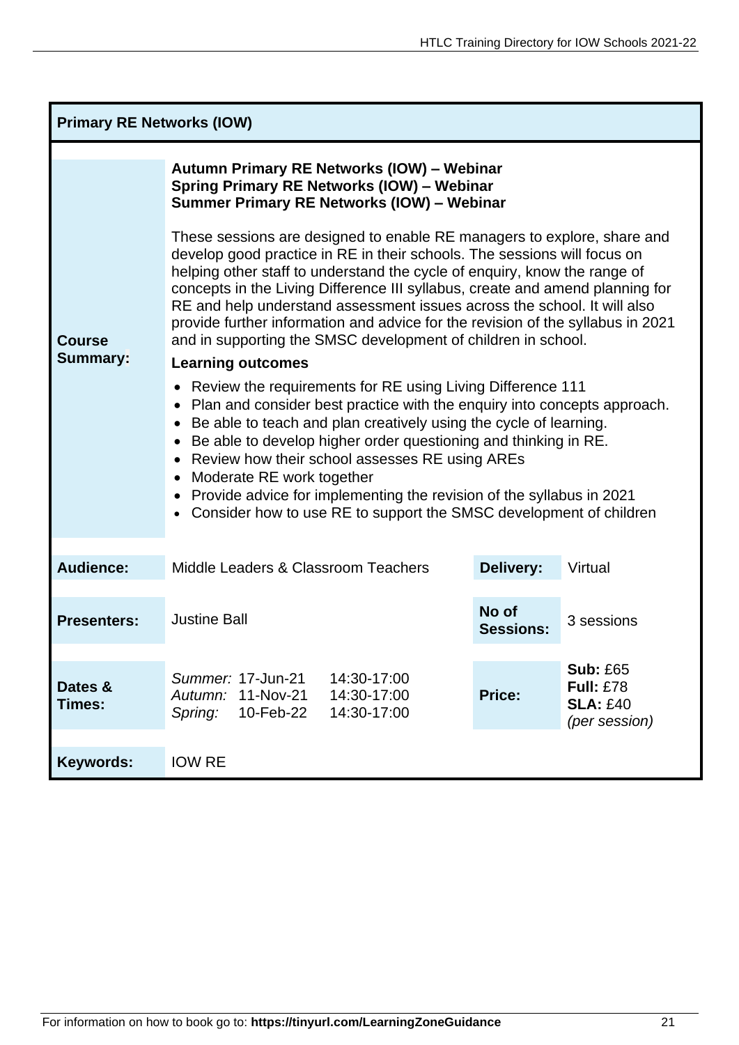## Primary RE Networks (IOW)

**Course Summary:**

**Autumn Primary RE Networks (IOW) – Webinar**
**Spring Primary RE Networks (IOW) – Webinar**
**Summer Primary RE Networks (IOW) – Webinar**

These sessions are designed to enable RE managers to explore, share and develop good practice in RE in their schools. The sessions will focus on helping other staff to understand the cycle of enquiry, know the range of concepts in the Living Difference III syllabus, create and amend planning for RE and help understand assessment issues across the school. It will also provide further information and advice for the revision of the syllabus in 2021 and in supporting the SMSC development of children in school.

**Learning outcomes**

- Review the requirements for RE using Living Difference 111
- Plan and consider best practice with the enquiry into concepts approach.
- Be able to teach and plan creatively using the cycle of learning.
- Be able to develop higher order questioning and thinking in RE.
- Review how their school assesses RE using AREs
- Moderate RE work together
- Provide advice for implementing the revision of the syllabus in 2021
- Consider how to use RE to support the SMSC development of children

| | | | |
|---|---|---|---|
| **Audience:** | Middle Leaders & Classroom Teachers | **Delivery:** | Virtual |
| **Presenters:** | Justine Ball | **No of Sessions:** | 3 sessions |
| **Dates & Times:** | *Summer:* 17-Jun-21 14:30-17:00<br>*Autumn:* 11-Nov-21 14:30-17:00<br>*Spring:* 10-Feb-22 14:30-17:00 | **Price:** | **Sub:** £65<br>**Full:** £78<br>**SLA:** £40<br>*(per session)* |
| **Keywords:** | IOW RE | | |

For information on how to book go to: **https://tinyurl.com/LearningZoneGuidance**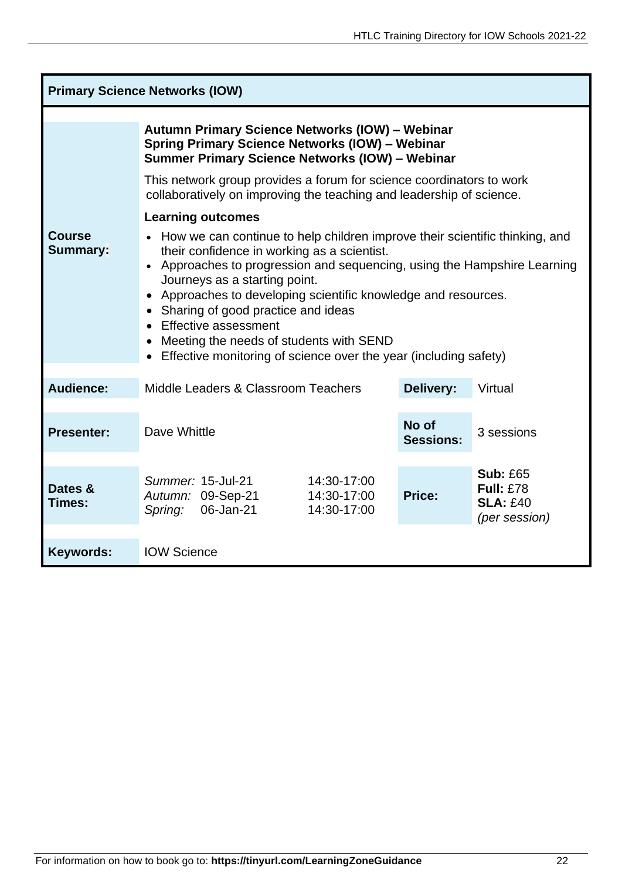## Primary Science Networks (IOW)

| | |
|---|---|
| **Course Summary:** | **Autumn Primary Science Networks (IOW) – Webinar**<br>**Spring Primary Science Networks (IOW) – Webinar**<br>**Summer Primary Science Networks (IOW) – Webinar**<br><br>This network group provides a forum for science coordinators to work collaboratively on improving the teaching and leadership of science.<br><br>**Learning outcomes**<br>• How we can continue to help children improve their scientific thinking, and their confidence in working as a scientist.<br>• Approaches to progression and sequencing, using the Hampshire Learning Journeys as a starting point.<br>• Approaches to developing scientific knowledge and resources.<br>• Sharing of good practice and ideas<br>• Effective assessment<br>• Meeting the needs of students with SEND<br>• Effective monitoring of science over the year (including safety) |

| | | | | |
|---|---|---|---|---|
| **Audience:** | Middle Leaders & Classroom Teachers | | **Delivery:** | Virtual |
| **Presenter:** | Dave Whittle | | **No of Sessions:** | 3 sessions |
| **Dates & Times:** | *Summer:* 15-Jul-21<br>*Autumn:* 09-Sep-21<br>*Spring:* 06-Jan-21 | 14:30-17:00<br>14:30-17:00<br>14:30-17:00 | **Price:** | **Sub:** £65<br>**Full:** £78<br>**SLA:** £40<br>*(per session)* |
| **Keywords:** | IOW Science | | | |

For information on how to book go to: **https://tinyurl.com/LearningZoneGuidance**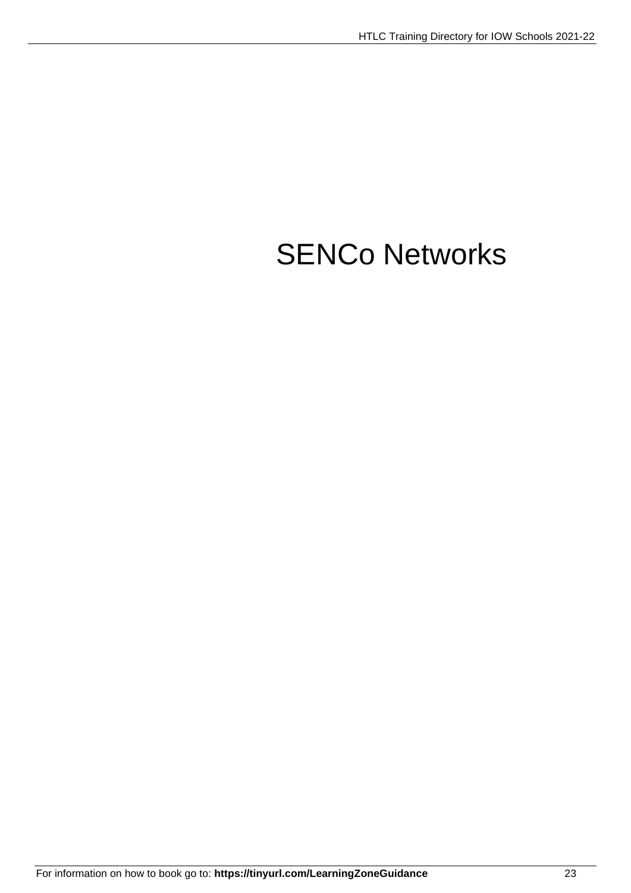# SENCo Networks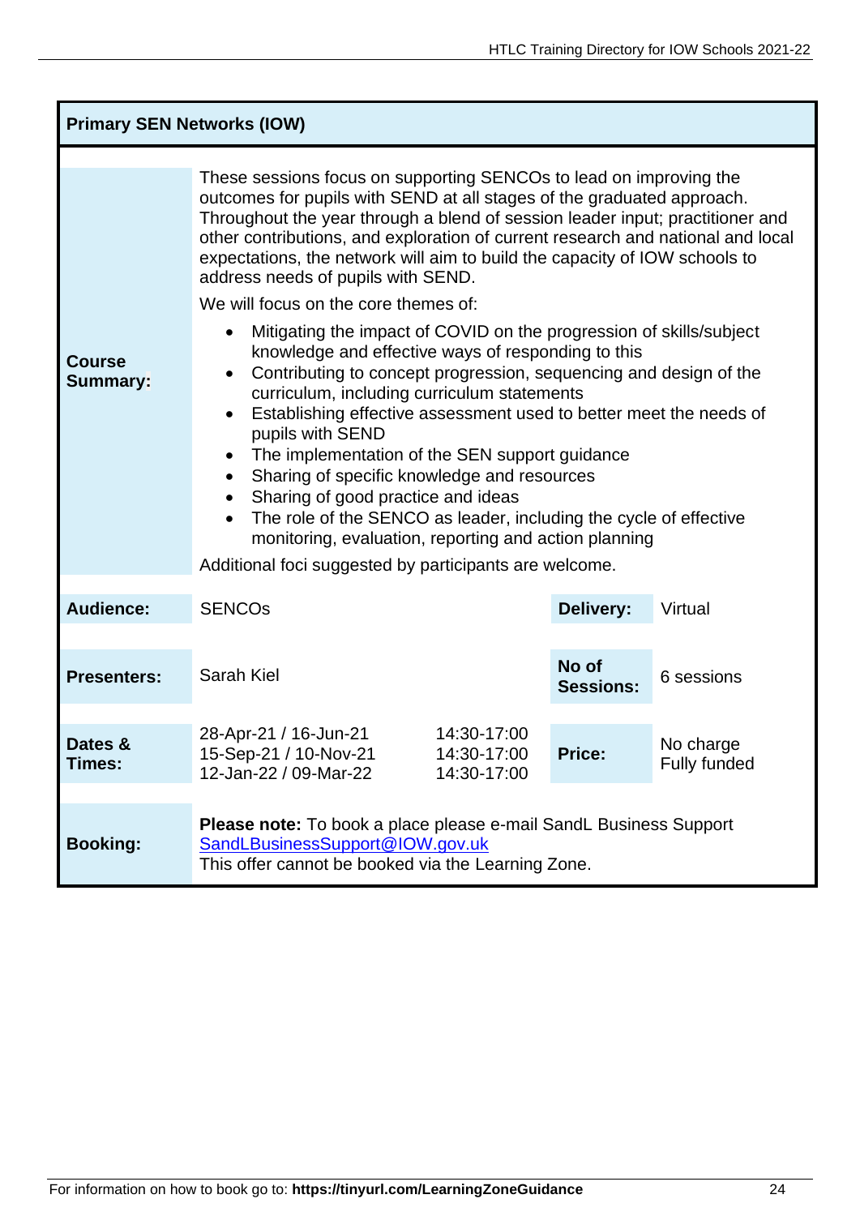## Primary SEN Networks (IOW)

| | |
|---|---|
| **Course Summary:** | These sessions focus on supporting SENCOs to lead on improving the outcomes for pupils with SEND at all stages of the graduated approach. Throughout the year through a blend of session leader input; practitioner and other contributions, and exploration of current research and national and local expectations, the network will aim to build the capacity of IOW schools to address needs of pupils with SEND.<br>We will focus on the core themes of:<br>• Mitigating the impact of COVID on the progression of skills/subject knowledge and effective ways of responding to this<br>• Contributing to concept progression, sequencing and design of the curriculum, including curriculum statements<br>• Establishing effective assessment used to better meet the needs of pupils with SEND<br>• The implementation of the SEN support guidance<br>• Sharing of specific knowledge and resources<br>• Sharing of good practice and ideas<br>• The role of the SENCO as leader, including the cycle of effective monitoring, evaluation, reporting and action planning<br>Additional foci suggested by participants are welcome. |

| | | | | |
|---|---|---|---|---|
| **Audience:** | SENCOs | | **Delivery:** | Virtual |
| **Presenters:** | Sarah Kiel | | **No of Sessions:** | 6 sessions |
| **Dates & Times:** | 28-Apr-21 / 16-Jun-21<br>15-Sep-21 / 10-Nov-21<br>12-Jan-22 / 09-Mar-22 | 14:30-17:00<br>14:30-17:00<br>14:30-17:00 | **Price:** | No charge<br>Fully funded |
| **Booking:** | **Please note:** To book a place please e-mail SandL Business Support SandLBusinessSupport@IOW.gov.uk<br>This offer cannot be booked via the Learning Zone. | | | |

For information on how to book go to: **https://tinyurl.com/LearningZoneGuidance**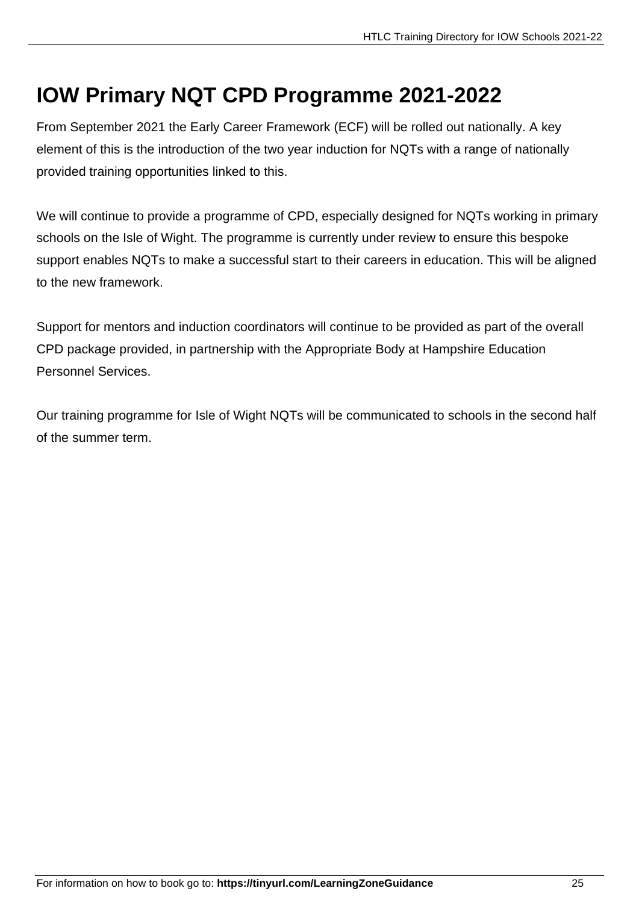# IOW Primary NQT CPD Programme 2021-2022

From September 2021 the Early Career Framework (ECF) will be rolled out nationally. A key element of this is the introduction of the two year induction for NQTs with a range of nationally provided training opportunities linked to this.

We will continue to provide a programme of CPD, especially designed for NQTs working in primary schools on the Isle of Wight. The programme is currently under review to ensure this bespoke support enables NQTs to make a successful start to their careers in education. This will be aligned to the new framework.

Support for mentors and induction coordinators will continue to be provided as part of the overall CPD package provided, in partnership with the Appropriate Body at Hampshire Education Personnel Services.

Our training programme for Isle of Wight NQTs will be communicated to schools in the second half of the summer term.